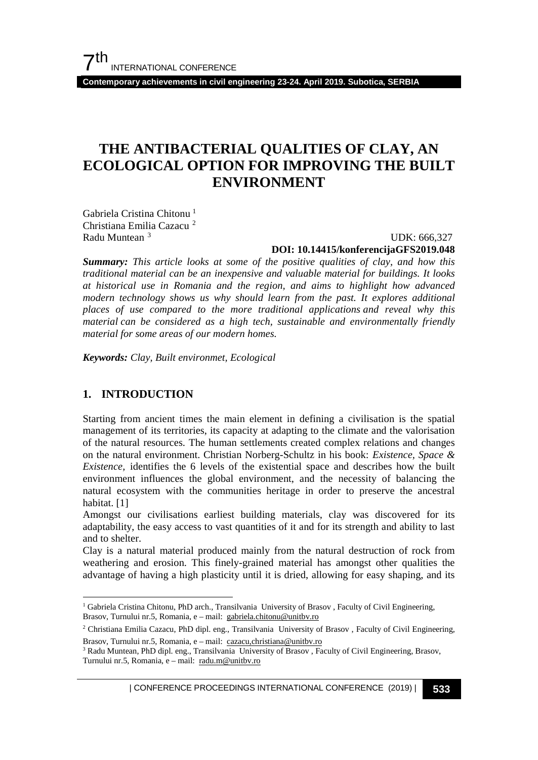# THE ANTIBACTERIAL QUALITIES OF CLAY, AN ECOLOGICAL OPTION FOR IMPROVING THE BUILT ENVIRONMENT

Gabriela Cristina Chitonu [1]
Christiana Emilia Cazacu [2]
Radu Muntean [3]

UDK: 666,327
**DOI: 10.14415/konferencijaGFS2019.048**

***Summary:*** *This article looks at some of the positive qualities of clay, and how this traditional material can be an inexpensive and valuable material for buildings. It looks at historical use in Romania and the region, and aims to highlight how advanced modern technology shows us why should learn from the past. It explores additional places of use compared to the more traditional applications and reveal why this material can be considered as a high tech, sustainable and environmentally friendly material for some areas of our modern homes.*

***Keywords:*** *Clay, Built environmet, Ecological*

## 1. INTRODUCTION

Starting from ancient times the main element in defining a civilisation is the spatial management of its territories, its capacity at adapting to the climate and the valorisation of the natural resources. The human settlements created complex relations and changes on the natural environment. Christian Norberg-Schultz in his book: *Existence, Space & Existence,* identifies the 6 levels of the existential space and describes how the built environment influences the global environment, and the necessity of balancing the natural ecosystem with the communities heritage in order to preserve the ancestral habitat. [1]

Amongst our civilisations earliest building materials, clay was discovered for its adaptability, the easy access to vast quantities of it and for its strength and ability to last and to shelter.

Clay is a natural material produced mainly from the natural destruction of rock from weathering and erosion. This finely-grained material has amongst other qualities the advantage of having a high plasticity until it is dried, allowing for easy shaping, and its

---

[1] Gabriela Cristina Chitonu, PhD arch., Transilvania University of Brasov , Faculty of Civil Engineering, Brasov, Turnului nr.5, Romania, e – mail: gabriela.chitonu@unitbv.ro

[2] Christiana Emilia Cazacu, PhD dipl. eng., Transilvania University of Brasov , Faculty of Civil Engineering, Brasov, Turnului nr.5, Romania, e – mail: cazacu,christiana@unitbv.ro

[3] Radu Muntean, PhD dipl. eng., Transilvania University of Brasov , Faculty of Civil Engineering, Brasov, Turnului nr.5, Romania, e – mail: radu.m@unitbv.ro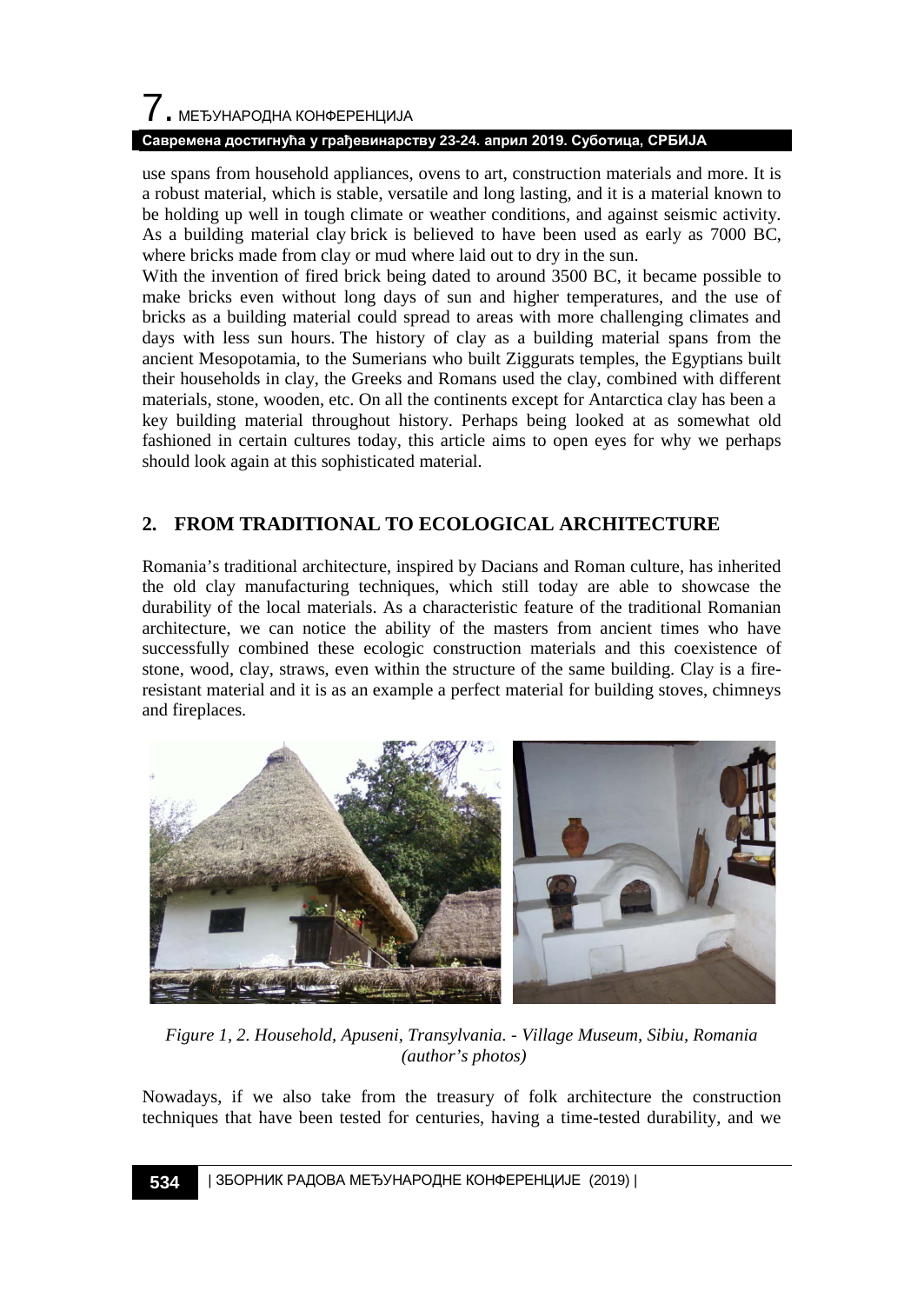use spans from household appliances, ovens to art, construction materials and more. It is a robust material, which is stable, versatile and long lasting, and it is a material known to be holding up well in tough climate or weather conditions, and against seismic activity. As a building material clay brick is believed to have been used as early as 7000 BC, where bricks made from clay or mud where laid out to dry in the sun.

With the invention of fired brick being dated to around 3500 BC, it became possible to make bricks even without long days of sun and higher temperatures, and the use of bricks as a building material could spread to areas with more challenging climates and days with less sun hours. The history of clay as a building material spans from the ancient Mesopotamia, to the Sumerians who built Ziggurats temples, the Egyptians built their households in clay, the Greeks and Romans used the clay, combined with different materials, stone, wooden, etc. On all the continents except for Antarctica clay has been a key building material throughout history. Perhaps being looked at as somewhat old fashioned in certain cultures today, this article aims to open eyes for why we perhaps should look again at this sophisticated material.

## 2. FROM TRADITIONAL TO ECOLOGICAL ARCHITECTURE

Romania's traditional architecture, inspired by Dacians and Roman culture, has inherited the old clay manufacturing techniques, which still today are able to showcase the durability of the local materials. As a characteristic feature of the traditional Romanian architecture, we can notice the ability of the masters from ancient times who have successfully combined these ecologic construction materials and this coexistence of stone, wood, clay, straws, even within the structure of the same building. Clay is a fire-resistant material and it is as an example a perfect material for building stoves, chimneys and fireplaces.

*Figure 1, 2. Household, Apuseni, Transylvania. - Village Museum, Sibiu, Romania (author's photos)*

Nowadays, if we also take from the treasury of folk architecture the construction techniques that have been tested for centuries, having a time-tested durability, and we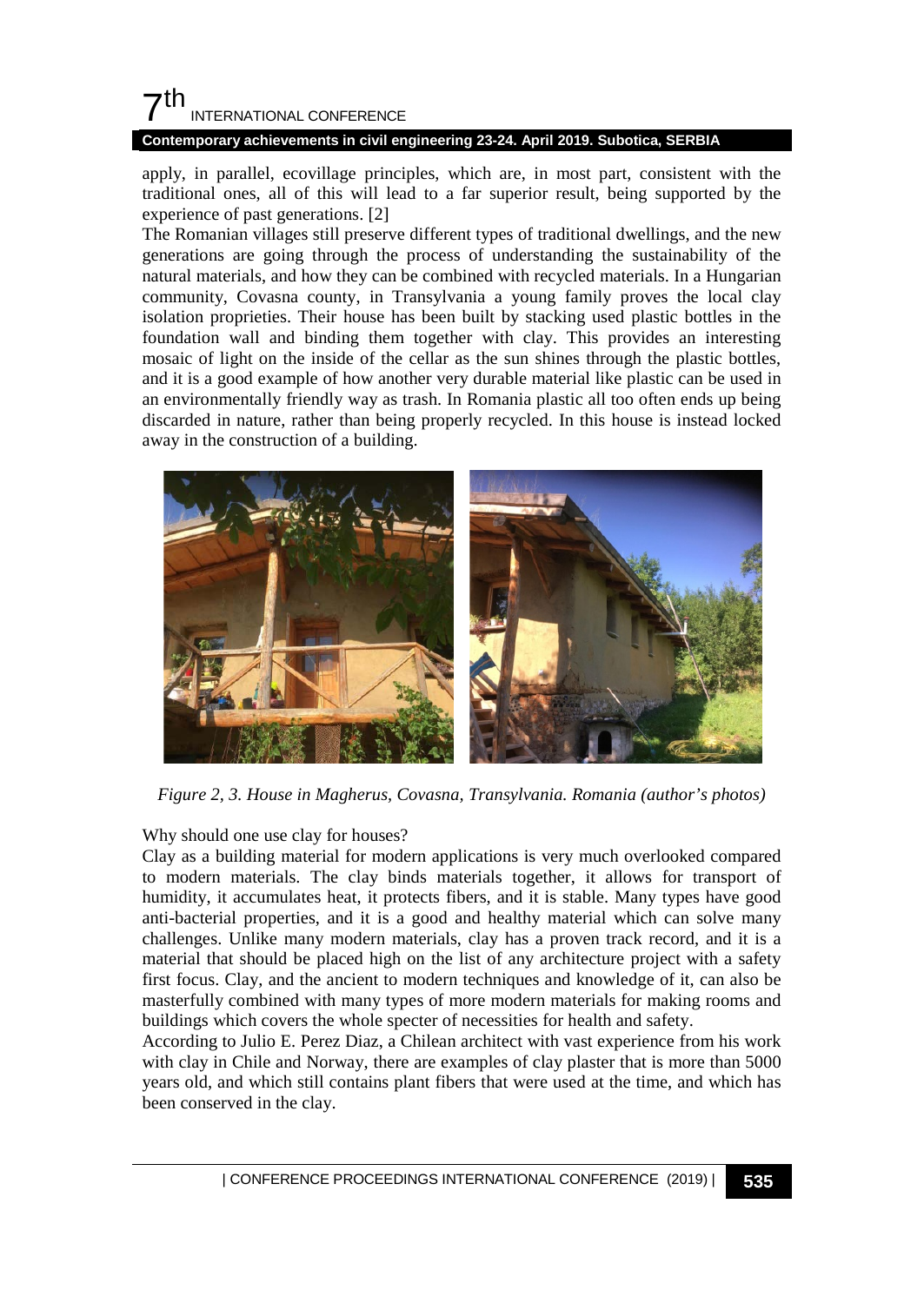apply, in parallel, ecovillage principles, which are, in most part, consistent with the traditional ones, all of this will lead to a far superior result, being supported by the experience of past generations. [2]

The Romanian villages still preserve different types of traditional dwellings, and the new generations are going through the process of understanding the sustainability of the natural materials, and how they can be combined with recycled materials. In a Hungarian community, Covasna county, in Transylvania a young family proves the local clay isolation proprieties. Their house has been built by stacking used plastic bottles in the foundation wall and binding them together with clay. This provides an interesting mosaic of light on the inside of the cellar as the sun shines through the plastic bottles, and it is a good example of how another very durable material like plastic can be used in an environmentally friendly way as trash. In Romania plastic all too often ends up being discarded in nature, rather than being properly recycled. In this house is instead locked away in the construction of a building.

*Figure 2, 3. House in Magherus, Covasna, Transylvania. Romania (author's photos)*

Why should one use clay for houses?

Clay as a building material for modern applications is very much overlooked compared to modern materials. The clay binds materials together, it allows for transport of humidity, it accumulates heat, it protects fibers, and it is stable. Many types have good anti-bacterial properties, and it is a good and healthy material which can solve many challenges. Unlike many modern materials, clay has a proven track record, and it is a material that should be placed high on the list of any architecture project with a safety first focus. Clay, and the ancient to modern techniques and knowledge of it, can also be masterfully combined with many types of more modern materials for making rooms and buildings which covers the whole specter of necessities for health and safety.

According to Julio E. Perez Diaz, a Chilean architect with vast experience from his work with clay in Chile and Norway, there are examples of clay plaster that is more than 5000 years old, and which still contains plant fibers that were used at the time, and which has been conserved in the clay.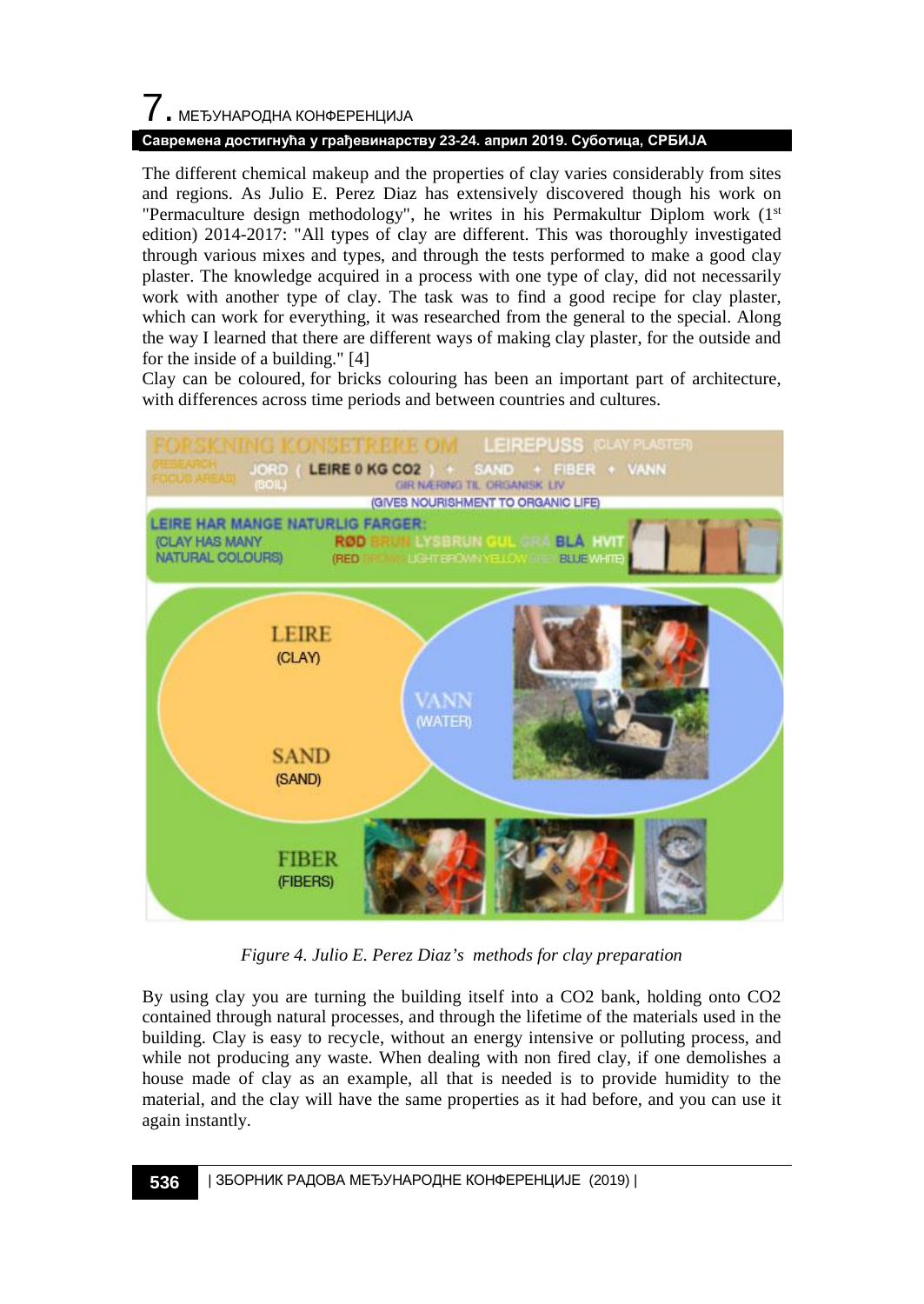The different chemical makeup and the properties of clay varies considerably from sites and regions. As Julio E. Perez Diaz has extensively discovered though his work on "Permaculture design methodology", he writes in his Permakultur Diplom work (1st edition) 2014-2017: "All types of clay are different. This was thoroughly investigated through various mixes and types, and through the tests performed to make a good clay plaster. The knowledge acquired in a process with one type of clay, did not necessarily work with another type of clay. The task was to find a good recipe for clay plaster, which can work for everything, it was researched from the general to the special. Along the way I learned that there are different ways of making clay plaster, for the outside and for the inside of a building." [4]

Clay can be coloured, for bricks colouring has been an important part of architecture, with differences across time periods and between countries and cultures.

*Figure 4. Julio E. Perez Diaz's methods for clay preparation*

By using clay you are turning the building itself into a $CO_2$ bank, holding onto $CO_2$ contained through natural processes, and through the lifetime of the materials used in the building. Clay is easy to recycle, without an energy intensive or polluting process, and while not producing any waste. When dealing with non fired clay, if one demolishes a house made of clay as an example, all that is needed is to provide humidity to the material, and the clay will have the same properties as it had before, and you can use it again instantly.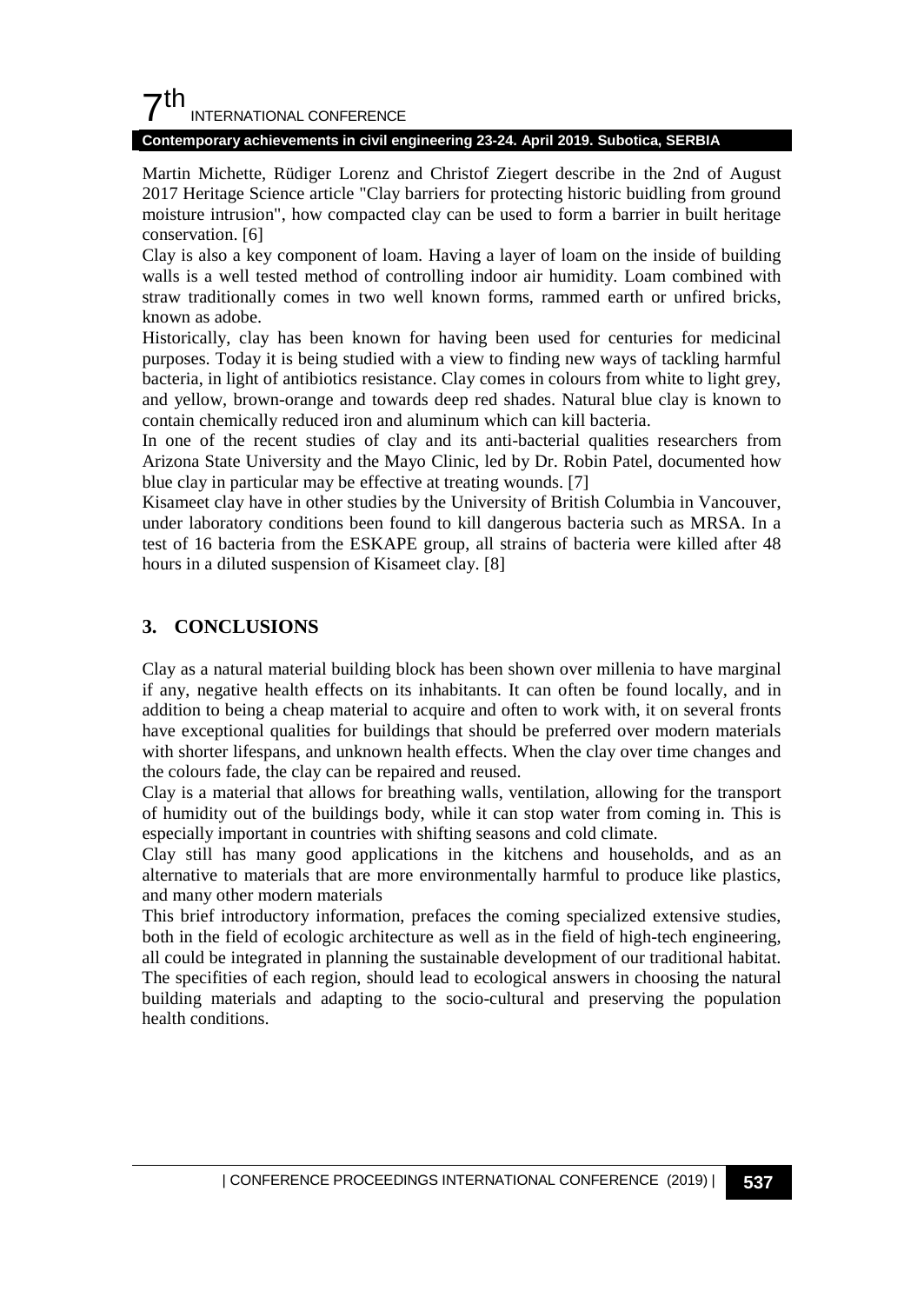Martin Michette, Rüdiger Lorenz and Christof Ziegert describe in the 2nd of August 2017 Heritage Science article "Clay barriers for protecting historic buidling from ground moisture intrusion", how compacted clay can be used to form a barrier in built heritage conservation. [6]

Clay is also a key component of loam. Having a layer of loam on the inside of building walls is a well tested method of controlling indoor air humidity. Loam combined with straw traditionally comes in two well known forms, rammed earth or unfired bricks, known as adobe.

Historically, clay has been known for having been used for centuries for medicinal purposes. Today it is being studied with a view to finding new ways of tackling harmful bacteria, in light of antibiotics resistance. Clay comes in colours from white to light grey, and yellow, brown-orange and towards deep red shades. Natural blue clay is known to contain chemically reduced iron and aluminum which can kill bacteria.

In one of the recent studies of clay and its anti-bacterial qualities researchers from Arizona State University and the Mayo Clinic, led by Dr. Robin Patel, documented how blue clay in particular may be effective at treating wounds. [7]

Kisameet clay have in other studies by the University of British Columbia in Vancouver, under laboratory conditions been found to kill dangerous bacteria such as MRSA. In a test of 16 bacteria from the ESKAPE group, all strains of bacteria were killed after 48 hours in a diluted suspension of Kisameet clay. [8]

## 3. CONCLUSIONS

Clay as a natural material building block has been shown over millenia to have marginal if any, negative health effects on its inhabitants. It can often be found locally, and in addition to being a cheap material to acquire and often to work with, it on several fronts have exceptional qualities for buildings that should be preferred over modern materials with shorter lifespans, and unknown health effects. When the clay over time changes and the colours fade, the clay can be repaired and reused.

Clay is a material that allows for breathing walls, ventilation, allowing for the transport of humidity out of the buildings body, while it can stop water from coming in. This is especially important in countries with shifting seasons and cold climate.

Clay still has many good applications in the kitchens and households, and as an alternative to materials that are more environmentally harmful to produce like plastics, and many other modern materials

This brief introductory information, prefaces the coming specialized extensive studies, both in the field of ecologic architecture as well as in the field of high-tech engineering, all could be integrated in planning the sustainable development of our traditional habitat. The specifities of each region, should lead to ecological answers in choosing the natural building materials and adapting to the socio-cultural and preserving the population health conditions.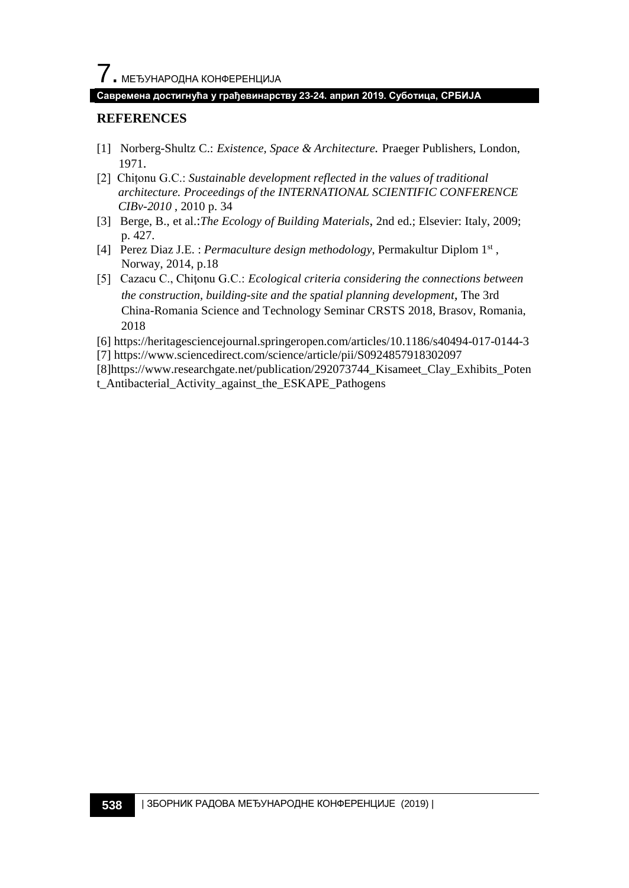## REFERENCES

[1] Norberg-Shultz C.: *Existence, Space & Architecture.* Praeger Publishers, London, 1971.

[2] Chițonu G.C.: *Sustainable development reflected in the values of traditional architecture. Proceedings of the INTERNATIONAL SCIENTIFIC CONFERENCE CIBv-2010* , 2010 p. 34

[3] Berge, B., et al.:*The Ecology of Building Materials*, 2nd ed.; Elsevier: Italy, 2009; p. 427.

[4] Perez Diaz J.E. : *Permaculture design methodology*, Permakultur Diplom 1st , Norway, 2014, p.18

[5] Cazacu C., Chiţonu G.C.: *Ecological criteria considering the connections between the construction, building-site and the spatial planning development*, The 3rd China-Romania Science and Technology Seminar CRSTS 2018, Brasov, Romania, 2018

[6] https://heritagesciencejournal.springeropen.com/articles/10.1186/s40494-017-0144-3

[7] https://www.sciencedirect.com/science/article/pii/S0924857918302097

[8]https://www.researchgate.net/publication/292073744_Kisameet_Clay_Exhibits_Potent_Antibacterial_Activity_against_the_ESKAPE_Pathogens